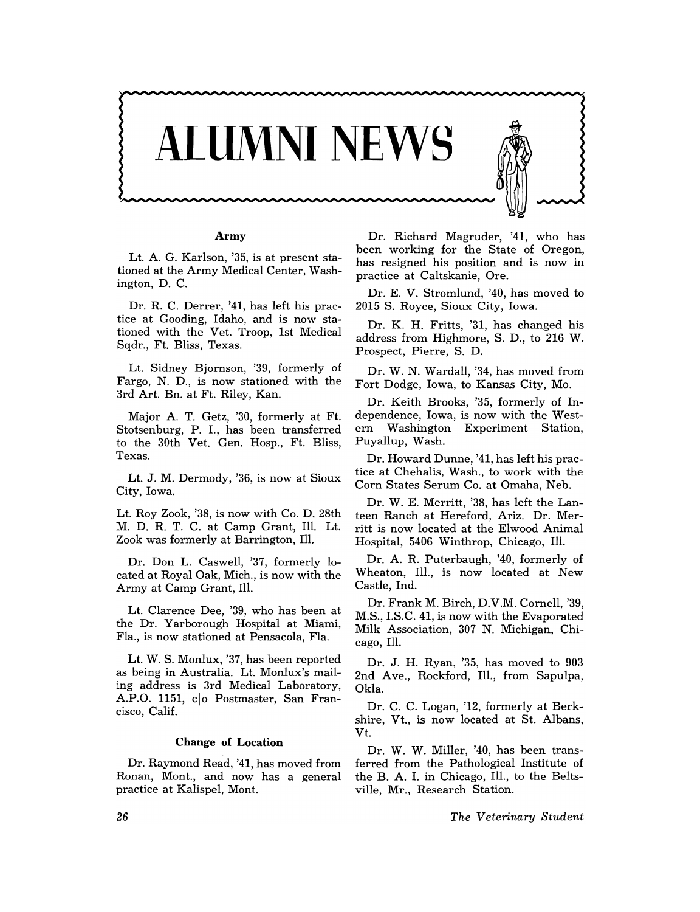# ALUMNI NEWS

### Army

Lt. A. G. Karlson, '35, is at present stationed at the Army Medical Center, Washington, D. C.

Dr. R. C. Derrer, '41, has left his practice at Gooding, Idaho, and is now stationed with the Vet. Troop, 1st Medical Sqdr., Ft. Bliss, Texas.

Lt. Sidney Bjornson, '39, formerly of Fargo, N. D., is now stationed with the 3rd Art. Bn. at Ft. Riley, Kan.

Major A. T. Getz, '30, formerly at Ft. Stotsenburg, P. I., has been transferred to the 30th Vet. Gen. Hosp., Ft. Bliss, Texas.

Lt. J. M. Dermody, '36, is now at Sioux City, Iowa.

Lt. Roy Zook, '38, is now with Co. D, 28th M. D. R. T. C. at Camp Grant, Ill. Lt. Zook was formerly at Barrington, Ill.

Dr. Don L. Caswell, '37, formerly located at Royal Oak, Mich., is now with the Army at Camp Grant, Ill.

Lt. Clarence Dee, '39, who has been at the Dr. Yarborough Hospital at Miami, Fla., is now stationed at Pensacola, Fla.

Lt. W. S. Monlux, '37, has been reported as being in Australia. Lt. Monlux's mailing address is 3rd Medical Laboratory, A.P.O. 1151, c|o Postmaster, San Francisco, Calif.

### Change of Location

Dr. Raymond Read, '41, has moved from Ronan, Mont., and now has a general practice at Kalispel, Mont.

Dr. Richard Magruder, '41, who has been working for the State of Oregon, has resigned his position and is now in practice at Caltskanie, Ore.

Dr. E. V. Stromlund, '40, has moved to 2015 S. Royce, Sioux City, Iowa.

Dr. K. H. Fritts, '31, has changed his address from Highmore, S. D., to 216 W. Prospect, Pierre, S. D.

Dr. W. N. Wardall, '34, has moved from Fort Dodge, Iowa, to Kansas City, Mo.

Dr. Keith Brooks, '35, formerly of Independence, Iowa, is now with the Western Washington Experiment Station, Puyallup, Wash.

Dr. Howard Dunne, '41, has left his practice at Chehalis, Wash., to work with the Corn States Serum Co. at Omaha, Neb.

Dr. W. E. Merritt, '38, has left the Lanteen Ranch at Hereford, Ariz. Dr. Merritt is now located at the Elwood Animal Hospital, 5406 Winthrop, Chicago, Ill.

Dr. A. R. Puterbaugh, '40, formerly of Wheaton, Ill., is now located at New Castle, Ind.

Dr. Frank M. Birch, D.V.M. Cornell, '39, M.S., I.S.C. 41, is now with the Evaporated Milk Association, 307 N. Michigan, Chicago, Ill.

Dr. J. H. Ryan, '35, has moved to 903 2nd Ave., Rockford, Ill., from Sapulpa, Okla.

Dr. C. C. Logan, '12, formerly at Berkshire, Vt., is now located at St. Albans, Vt.

Dr. W. W. Miller, '40, has been transferred from the Pathological Institute of the B. A. I. in Chicago, Ill., to the Beltsville, Mr., Research Station.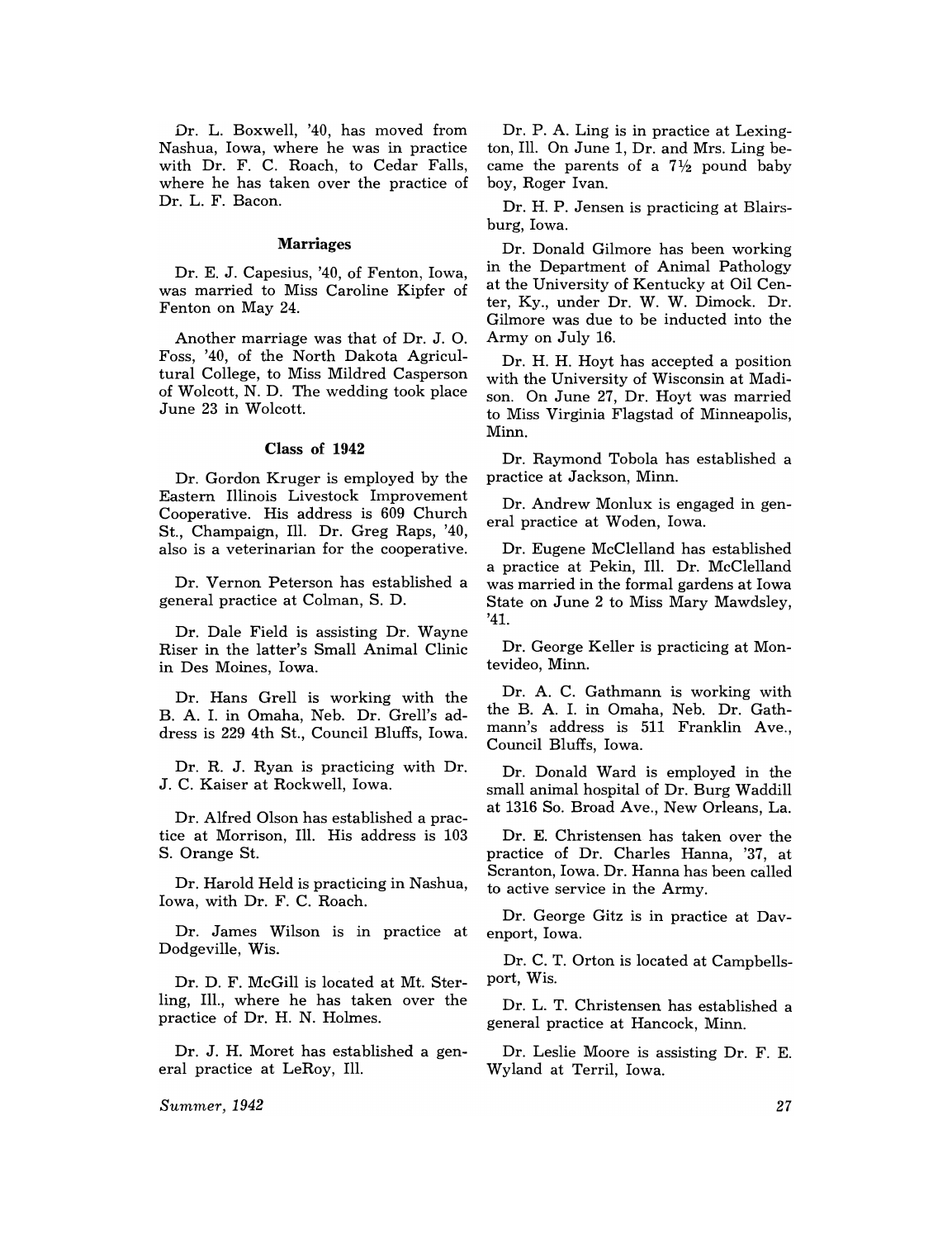Dr. L. Boxwell, '40, has moved from Nashua, Iowa, where he was in practice with Dr. F. C. Roach, to Cedar Falls, where he has taken over the practice of Dr. L. F. Bacon.

### Marriages

Dr. E. J. Capesius, '40, of Fenton, Iowa, was married to Miss Caroline Kipfer of Fenton on May 24.

Another marriage was that of Dr. J. O. Foss, '40, of the North Dakota Agricultural College, to Miss Mildred Casperson of Wolcott, N. D. The wedding took place June 23 in Wolcott.

### Class of 1942

Dr. Gordon Kruger is employed by the Eastern Illinois Livestock Improvement Cooperative. His address is 609 Church St., Champaign, Ill. Dr. Greg Raps, '40, also is a veterinarian for the cooperative.

Dr. Vernon Peterson has established a general practice at Colman, S. D.

Dr. Dale Field is assisting Dr. Wayne Riser in the latter's Small Animal Clinic in Des Moines, Iowa.

Dr. Hans Grell is working with the B. A. I. in Omaha, Neb. Dr. Grell's address is 229 4th St., Council Bluffs, Iowa.

Dr. R. J. Ryan is practicing with Dr. J. C. Kaiser at Rockwell, Iowa.

Dr. Alfred Olson has established a practice at Morrison, Ill. His address is 103 S. Orange St.

Dr. Harold Held is practicing in Nashua, Iowa, with Dr. F. C. Roach.

Dr. James Wilson is in practice at Dodgeville, Wis.

Dr. D. F. McGill is located at Mt. Sterling, Ill., where he has taken over the practice of Dr. H. N. Holmes.

Dr. J. H. Moret has established a general practice at LeRoy, Ill.

Dr. P. A. Ling is in practice at Lexington, Ill. On June 1, Dr. and Mrs. Ling became the parents of a 7½ pound baby boy, Roger Ivan.

Dr. H. P. Jensen is practicing at Blairsburg, Iowa.

Dr. Donald Gilmore has been working in the Department of Animal Pathology at the University of Kentucky at Oil Center, Ky., under Dr. W. W. Dimock. Dr. Gilmore was due to be inducted into the Army on July 16.

Dr. H. H. Hoyt has accepted a position with the University of Wisconsin at Madison. On June 27, Dr. Hoyt was married to Miss Virginia Flagstad of Minneapolis, Minn.

Dr. Raymond Tobola has established a practice at Jackson, Minn.

Dr. Andrew Monlux is engaged in general practice at Woden, Iowa.

Dr. Eugene McClelland has established a practice at Pekin, Ill. Dr. McClelland was married in the formal gardens at Iowa State on June 2 to Miss Mary Mawdsley, '41.

Dr. George Keller is practicing at Montevideo, Minn.

Dr. A. C. Gathmann is working with the B. A. I. in Omaha, Neb. Dr. Gathmann's address is 511 Franklin Ave., Council Bluffs, Iowa.

Dr. Donald Ward is employed in the small animal hospital of Dr. Burg Waddill at 1316 So. Broad Ave., New Orleans, La.

Dr. E. Christensen has taken over the practice of Dr. Charles Hanna, '37, at Scranton, Iowa. Dr. Hanna has been called to active service in the Army.

Dr. George Gitz is in practice at Davenport, Iowa.

Dr. C. T. Orton is located at Campbellsport, Wis.

Dr. L. T. Christensen has established a general practice at Hancock, Minn.

Dr. Leslie Moore is assisting Dr. F. E. Wyland at Terril, Iowa.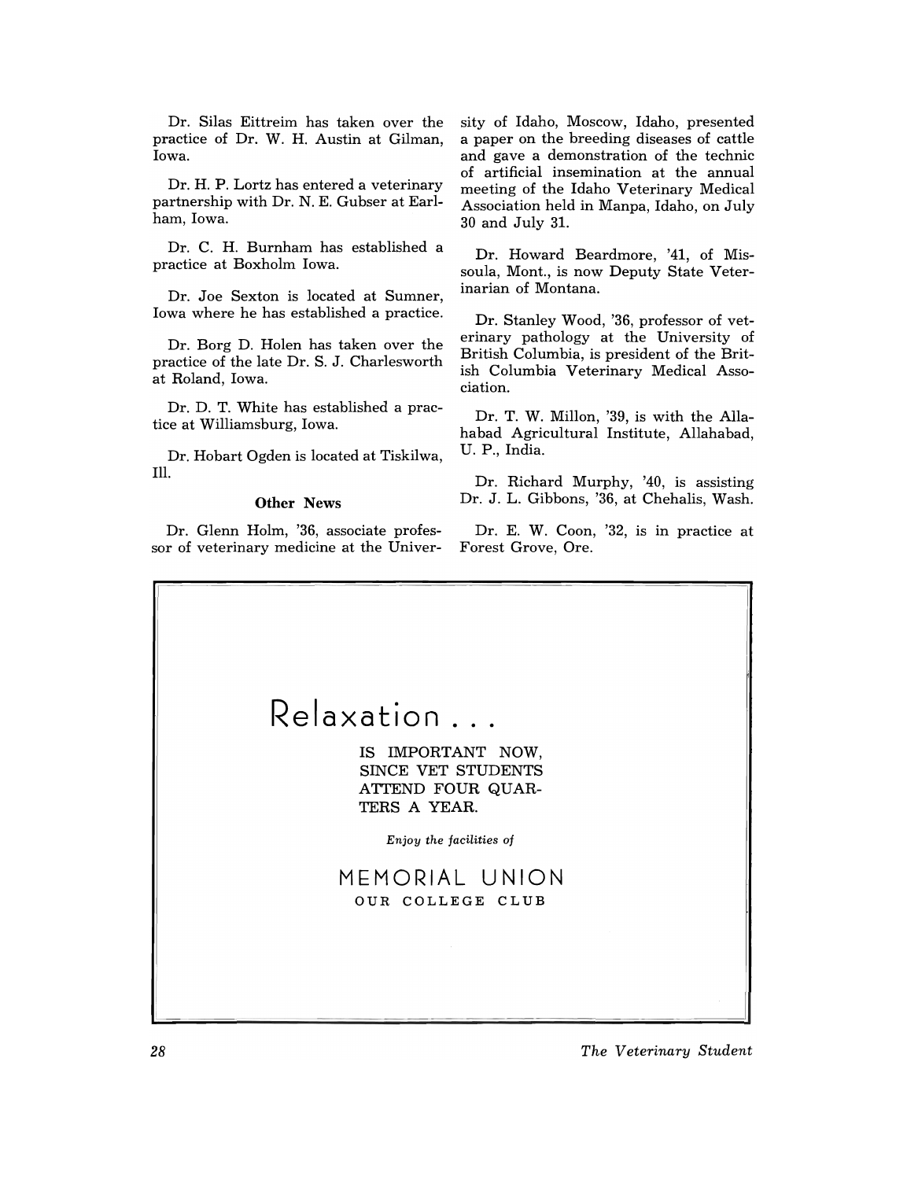Dr. Silas Eittreim has taken over the practice of Dr. W. H. Austin at Gilman, Iowa.

Dr. H. P. Lortz has entered a veterinary partnership with Dr. N. E. Gubser at Earlham, Iowa.

Dr. C. H. Burnham has established a practice at Boxholm Iowa.

Dr. Joe Sexton is located at Sumner, Iowa where he has established a practice.

Dr. Borg D. Holen has taken over the practice of the late Dr. S. J. Charlesworth at Roland, Iowa.

Dr. D. T. White has established a practice at Williamsburg, Iowa.

Dr. Hobart Ogden is located at Tiskilwa, Ill.

### Other News

Dr. Glenn Holm, '36, associate professor of veterinary medicine at the University of Idaho, Moscow, Idaho, presented a paper on the breeding diseases of cattle and gave a demonstration of the technic of artificial insemination at the annual meeting of the Idaho Veterinary Medical Association held in Manpa, Idaho, on July 30 and July 31.

Dr. Howard Beardmore, '41, of Missoula, Mont., is now Deputy State Veterinarian of Montana.

Dr. Stanley Wood, '36, professor of veterinary pathology at the University of British Columbia, is president of the British Columbia Veterinary Medical Association.

Dr. T. W. Millon, '39, is with the Allahabad Agricultural Institute, Allahabad, U. P., India.

Dr. Richard Murphy, '40, is assisting Dr. J. L. Gibbons, '36, at Chehalis, Wash.

Dr. E. W. Coon, '32, is in practice at Forest Grove, Ore.

Relaxation . . .

IS IMPORTANT NOW, SINCE VET STUDENTS ATTEND FOUR QUARTERS A YEAR.

*Enjoy the facilities of*

MEMORIAL UNION

OUR COLLEGE CLUB